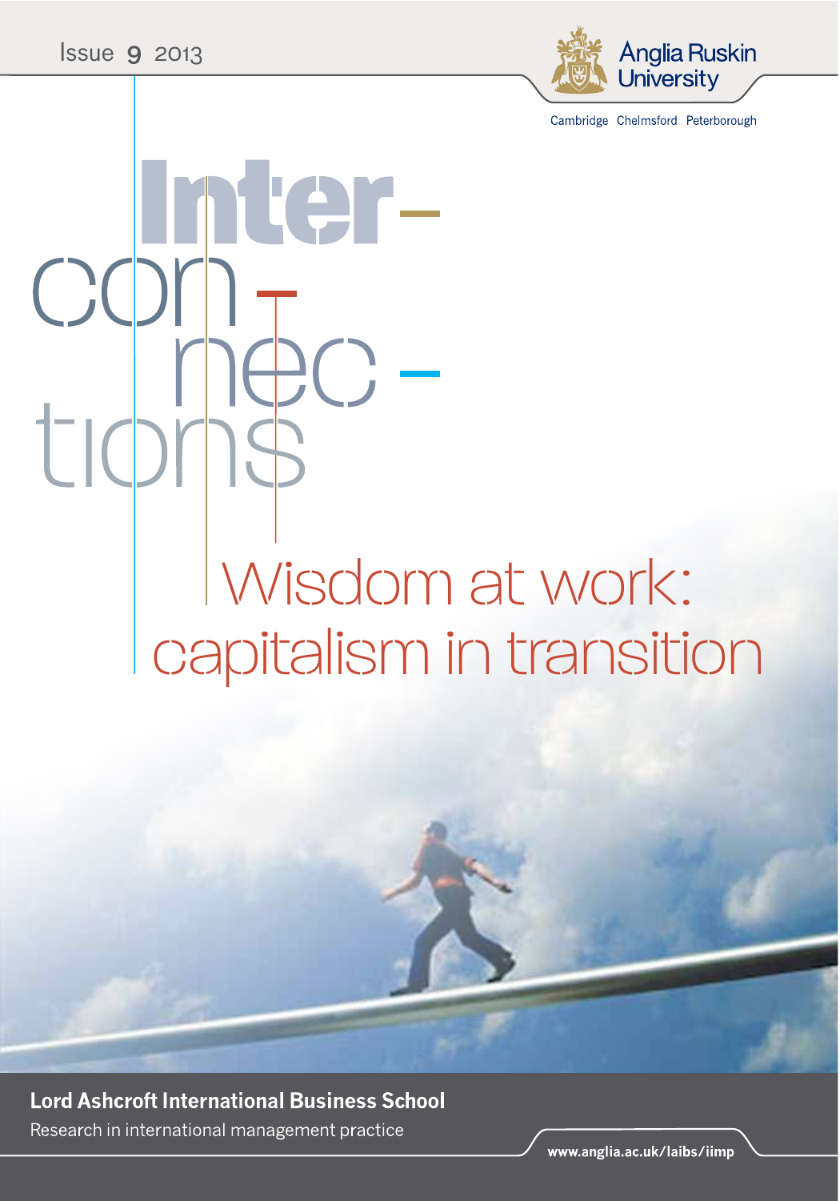Issue 9 2013

Anglia Ruskin University

Cambridge Chelmsford Peterborough

# Inter-con-nec-tions

## Wisdom at work: capitalism in transition

**Lord Ashcroft International Business School**

Research in international management practice

www.anglia.ac.uk/laibs/iimp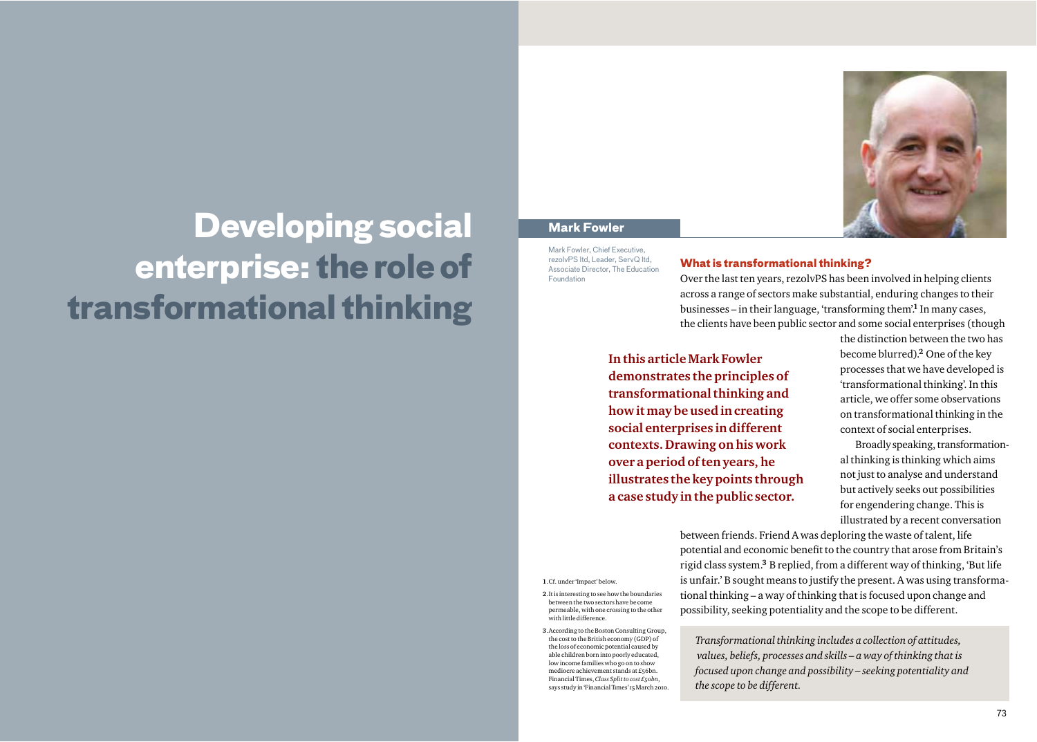# Developing social enterprise: the role of transformational thinking

## Mark Fowler

Mark Fowler, Chief Executive, rezolvPS ltd, Leader, ServQ ltd, Associate Director, The Education Foundation

**In this article Mark Fowler demonstrates the principles of transformational thinking and how it may be used in creating social enterprises in different contexts. Drawing on his work over a period of ten years, he illustrates the key points through a case study in the public sector.**

### What is transformational thinking?

Over the last ten years, rezolvPS has been involved in helping clients across a range of sectors make substantial, enduring changes to their businesses – in their language, 'transforming them'.[1] In many cases, the clients have been public sector and some social enterprises (though the distinction between the two has become blurred).[2] One of the key processes that we have developed is 'transformational thinking'. In this article, we offer some observations on transformational thinking in the context of social enterprises.

Broadly speaking, transformational thinking is thinking which aims not just to analyse and understand but actively seeks out possibilities for engendering change. This is illustrated by a recent conversation between friends. Friend A was deploring the waste of talent, life potential and economic benefit to the country that arose from Britain's rigid class system.[3] B replied, from a different way of thinking, 'But life is unfair.' B sought means to justify the present. A was using transformational thinking – a way of thinking that is focused upon change and possibility, seeking potentiality and the scope to be different.

*Transformational thinking includes a collection of attitudes, values, beliefs, processes and skills – a way of thinking that is focused upon change and possibility – seeking potentiality and the scope to be different.*

---

1. Cf. under 'Impact' below.
2. It is interesting to see how the boundaries between the two sectors have be come permeable, with one crossing to the other with little difference.
3. According to the Boston Consulting Group, the cost to the British economy (GDP) of the loss of economic potential caused by able children born into poorly educated, low income families who go on to show mediocre achievement stands at £56bn. Financial Times, *Class Split to cost £50bn*, says study in 'Financial Times' 15 March 2010.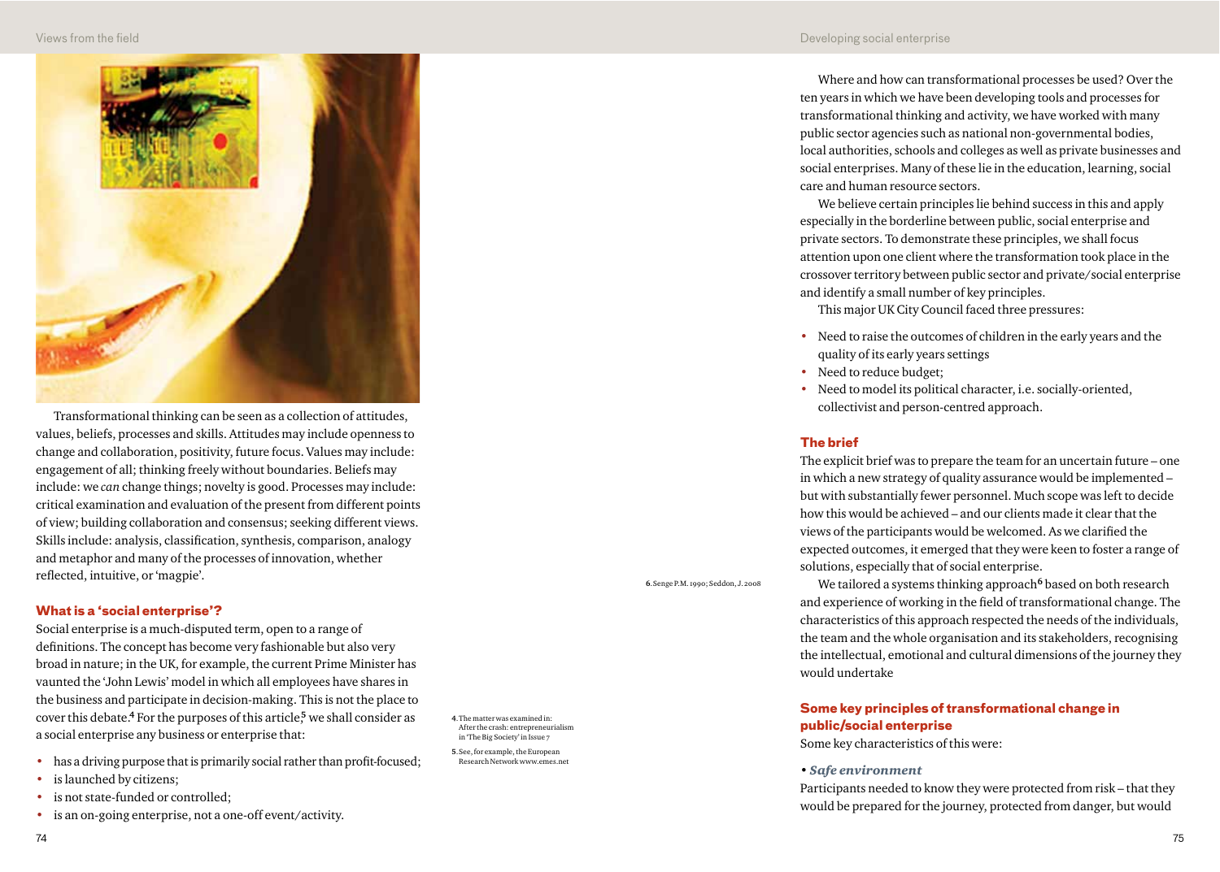Transformational thinking can be seen as a collection of attitudes, values, beliefs, processes and skills. Attitudes may include openness to change and collaboration, positivity, future focus. Values may include: engagement of all; thinking freely without boundaries. Beliefs may include: we *can* change things; novelty is good. Processes may include: critical examination and evaluation of the present from different points of view; building collaboration and consensus; seeking different views. Skills include: analysis, classification, synthesis, comparison, analogy and metaphor and many of the processes of innovation, whether reflected, intuitive, or 'magpie'.

## What is a 'social enterprise'?

Social enterprise is a much-disputed term, open to a range of definitions. The concept has become very fashionable but also very broad in nature; in the UK, for example, the current Prime Minister has vaunted the 'John Lewis' model in which all employees have shares in the business and participate in decision-making. This is not the place to cover this debate.[4] For the purposes of this article,[5] we shall consider as a social enterprise any business or enterprise that:

- has a driving purpose that is primarily social rather than profit-focused;
- is launched by citizens;
- is not state-funded or controlled;
- is an on-going enterprise, not a one-off event/activity.

4. The matter was examined in: After the crash: entrepreneurialism in 'The Big Society' in Issue 7

5. See, for example, the European Research Network www.emes.net

Where and how can transformational processes be used? Over the ten years in which we have been developing tools and processes for transformational thinking and activity, we have worked with many public sector agencies such as national non-governmental bodies, local authorities, schools and colleges as well as private businesses and social enterprises. Many of these lie in the education, learning, social care and human resource sectors.

We believe certain principles lie behind success in this and apply especially in the borderline between public, social enterprise and private sectors. To demonstrate these principles, we shall focus attention upon one client where the transformation took place in the crossover territory between public sector and private/social enterprise and identify a small number of key principles.

This major UK City Council faced three pressures:

- Need to raise the outcomes of children in the early years and the quality of its early years settings
- Need to reduce budget;
- Need to model its political character, i.e. socially-oriented, collectivist and person-centred approach.

## The brief

The explicit brief was to prepare the team for an uncertain future – one in which a new strategy of quality assurance would be implemented – but with substantially fewer personnel. Much scope was left to decide how this would be achieved – and our clients made it clear that the views of the participants would be welcomed. As we clarified the expected outcomes, it emerged that they were keen to foster a range of solutions, especially that of social enterprise.

We tailored a systems thinking approach[6] based on both research and experience of working in the field of transformational change. The characteristics of this approach respected the needs of the individuals, the team and the whole organisation and its stakeholders, recognising the intellectual, emotional and cultural dimensions of the journey they would undertake

6. Senge P.M. 1990; Seddon, J. 2008

## Some key principles of transformational change in public/social enterprise

Some key characteristics of this were:

***• Safe environment***

Participants needed to know they were protected from risk – that they would be prepared for the journey, protected from danger, but would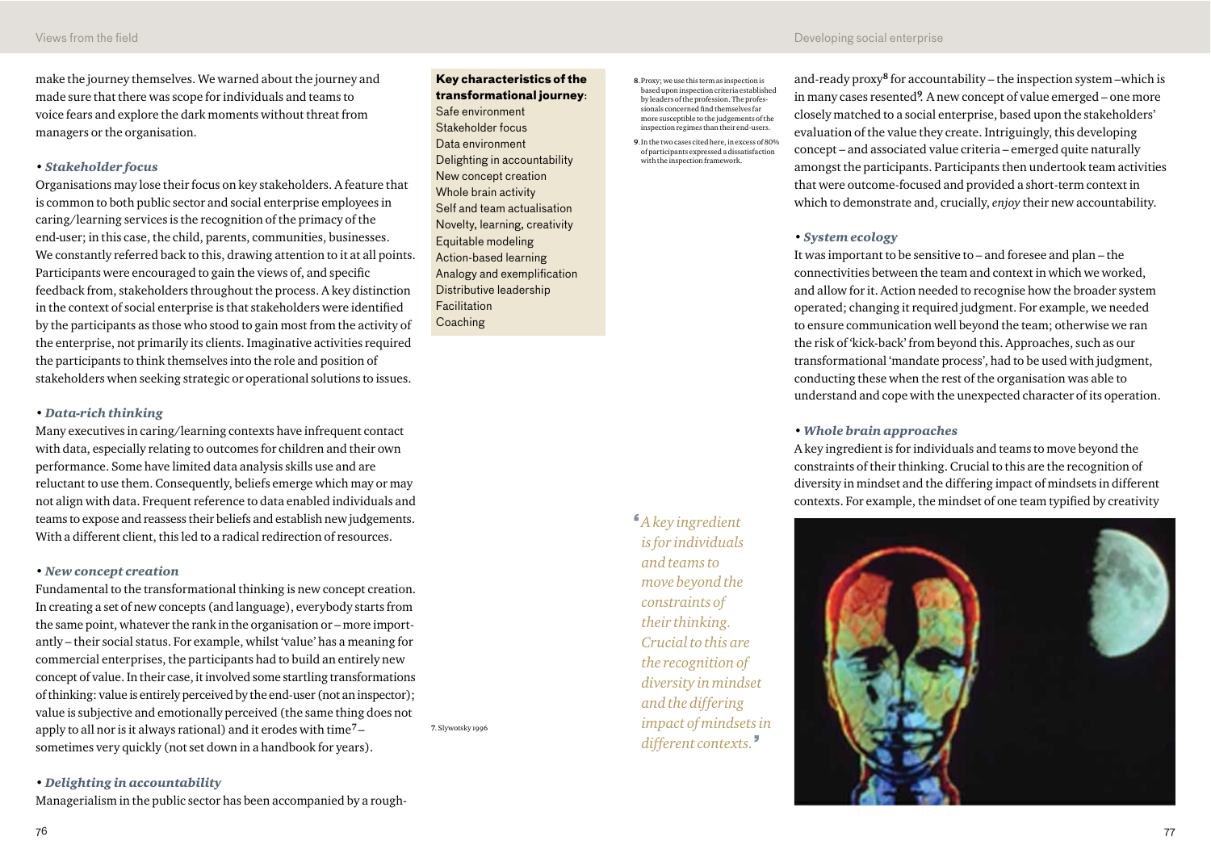make the journey themselves. We warned about the journey and made sure that there was scope for individuals and teams to voice fears and explore the dark moments without threat from managers or the organisation.

**Key characteristics of the transformational journey**:

- Safe environment
- Stakeholder focus
- Data environment
- Delighting in accountability
- New concept creation
- Whole brain activity
- Self and team actualisation
- Novelty, learning, creativity
- Equitable modeling
- Action-based learning
- Analogy and exemplification
- Distributive leadership
- Facilitation
- Coaching

***• Stakeholder focus***

Organisations may lose their focus on key stakeholders. A feature that is common to both public sector and social enterprise employees in caring/learning services is the recognition of the primacy of the end-user; in this case, the child, parents, communities, businesses. We constantly referred back to this, drawing attention to it at all points. Participants were encouraged to gain the views of, and specific feedback from, stakeholders throughout the process. A key distinction in the context of social enterprise is that stakeholders were identified by the participants as those who stood to gain most from the activity of the enterprise, not primarily its clients. Imaginative activities required the participants to think themselves into the role and position of stakeholders when seeking strategic or operational solutions to issues.

***• Data-rich thinking***

Many executives in caring/learning contexts have infrequent contact with data, especially relating to outcomes for children and their own performance. Some have limited data analysis skills use and are reluctant to use them. Consequently, beliefs emerge which may or may not align with data. Frequent reference to data enabled individuals and teams to expose and reassess their beliefs and establish new judgements. With a different client, this led to a radical redirection of resources.

***• New concept creation***

Fundamental to the transformational thinking is new concept creation. In creating a set of new concepts (and language), everybody starts from the same point, whatever the rank in the organisation or – more importantly – their social status. For example, whilst 'value' has a meaning for commercial enterprises, the participants had to build an entirely new concept of value. In their case, it involved some startling transformations of thinking: value is entirely perceived by the end-user (not an inspector); value is subjective and emotionally perceived (the same thing does not apply to all nor is it always rational) and it erodes with time[7] – sometimes very quickly (not set down in a handbook for years).

***• Delighting in accountability***

Managerialism in the public sector has been accompanied by a rough-and-ready proxy[8] for accountability – the inspection system –which is in many cases resented[9]. A new concept of value emerged – one more closely matched to a social enterprise, based upon the stakeholders' evaluation of the value they create. Intriguingly, this developing concept – and associated value criteria – emerged quite naturally amongst the participants. Participants then undertook team activities that were outcome-focused and provided a short-term context in which to demonstrate and, crucially, *enjoy* their new accountability.

***• System ecology***

It was important to be sensitive to – and foresee and plan – the connectivities between the team and context in which we worked, and allow for it. Action needed to recognise how the broader system operated; changing it required judgment. For example, we needed to ensure communication well beyond the team; otherwise we ran the risk of 'kick-back' from beyond this. Approaches, such as our transformational 'mandate process', had to be used with judgment, conducting these when the rest of the organisation was able to understand and cope with the unexpected character of its operation.

***• Whole brain approaches***

A key ingredient is for individuals and teams to move beyond the constraints of their thinking. Crucial to this are the recognition of diversity in mindset and the differing impact of mindsets in different contexts. For example, the mindset of one team typified by creativity

*'A key ingredient is for individuals and teams to move beyond the constraints of their thinking. Crucial to this are the recognition of diversity in mindset and the differing impact of mindsets in different contexts.'*

7. Slywotsky 1996

8. Proxy; we use this term as inspection is based upon inspection criteria established by leaders of the profession. The professionals concerned find themselves far more susceptible to the judgements of the inspection regimes than their end-users.

9. In the two cases cited here, in excess of 80% of participants expressed a dissatisfaction with the inspection framework.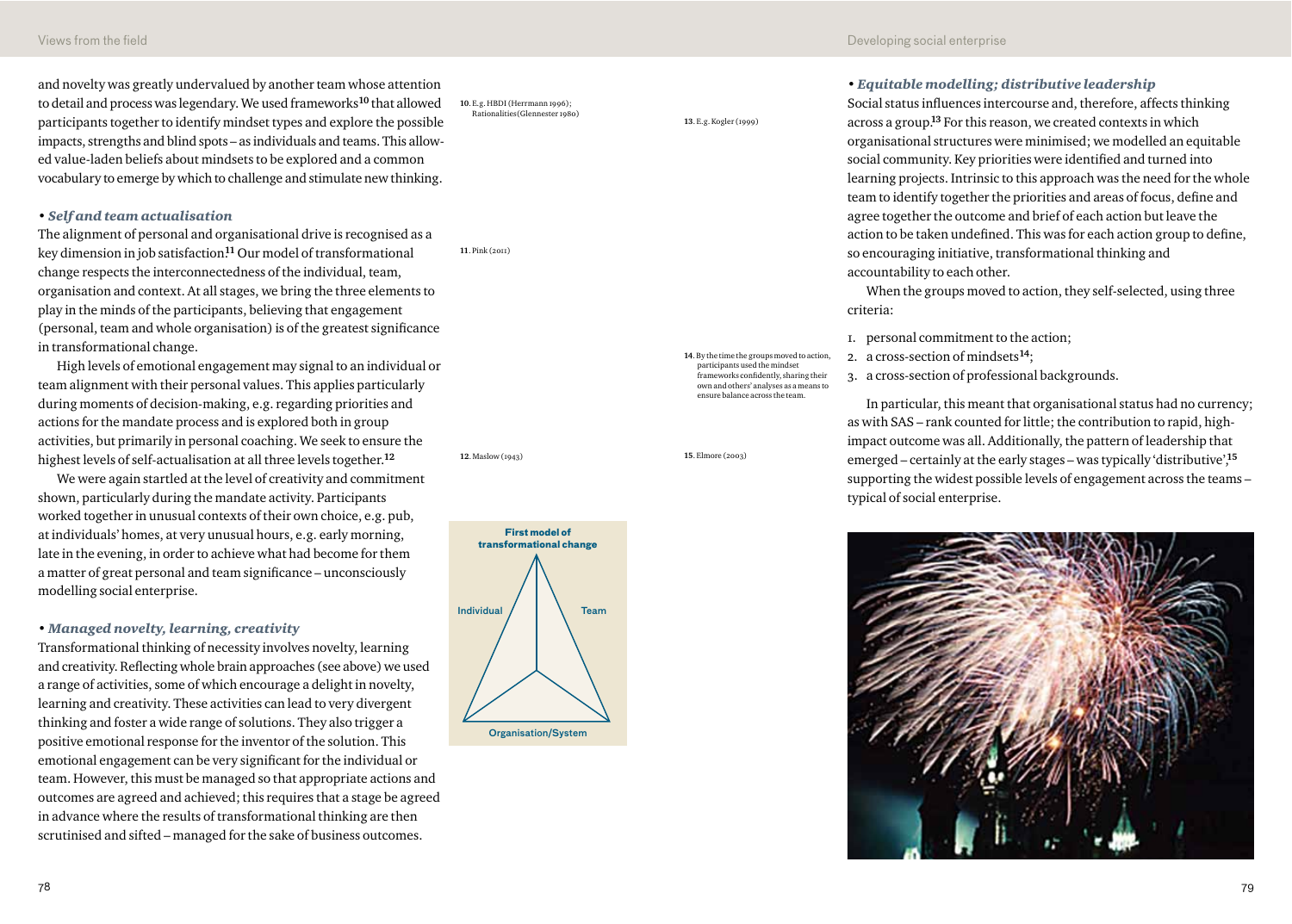and novelty was greatly undervalued by another team whose attention to detail and process was legendary. We used frameworks[10] that allowed participants together to identify mindset types and explore the possible impacts, strengths and blind spots – as individuals and teams. This allowed value-laden beliefs about mindsets to be explored and a common vocabulary to emerge by which to challenge and stimulate new thinking.

### • *Self and team actualisation*

The alignment of personal and organisational drive is recognised as a key dimension in job satisfaction.[11] Our model of transformational change respects the interconnectedness of the individual, team, organisation and context. At all stages, we bring the three elements to play in the minds of the participants, believing that engagement (personal, team and whole organisation) is of the greatest significance in transformational change.

High levels of emotional engagement may signal to an individual or team alignment with their personal values. This applies particularly during moments of decision-making, e.g. regarding priorities and actions for the mandate process and is explored both in group activities, but primarily in personal coaching. We seek to ensure the highest levels of self-actualisation at all three levels together.[12]

We were again startled at the level of creativity and commitment shown, particularly during the mandate activity. Participants worked together in unusual contexts of their own choice, e.g. pub, at individuals' homes, at very unusual hours, e.g. early morning, late in the evening, in order to achieve what had become for them a matter of great personal and team significance – unconsciously modelling social enterprise.

### • *Managed novelty, learning, creativity*

Transformational thinking of necessity involves novelty, learning and creativity. Reflecting whole brain approaches (see above) we used a range of activities, some of which encourage a delight in novelty, learning and creativity. These activities can lead to very divergent thinking and foster a wide range of solutions. They also trigger a positive emotional response for the inventor of the solution. This emotional engagement can be very significant for the individual or team. However, this must be managed so that appropriate actions and outcomes are agreed and achieved; this requires that a stage be agreed in advance where the results of transformational thinking are then scrutinised and sifted – managed for the sake of business outcomes.

10. E.g. HBDI (Herrmann 1996); Rationalities (Glennester 1980)

11. Pink (2011)

12. Maslow (1943)

**First model of transformational change**

Individual

Team

Organisation/System

### • *Equitable modelling; distributive leadership*

Social status influences intercourse and, therefore, affects thinking across a group.[13] For this reason, we created contexts in which organisational structures were minimised; we modelled an equitable social community. Key priorities were identified and turned into learning projects. Intrinsic to this approach was the need for the whole team to identify together the priorities and areas of focus, define and agree together the outcome and brief of each action but leave the action to be taken undefined. This was for each action group to define, so encouraging initiative, transformational thinking and accountability to each other.

When the groups moved to action, they self-selected, using three criteria:

1. personal commitment to the action;
2. a cross-section of mindsets[14];
3. a cross-section of professional backgrounds.

In particular, this meant that organisational status had no currency; as with SAS – rank counted for little; the contribution to rapid, high-impact outcome was all. Additionally, the pattern of leadership that emerged – certainly at the early stages – was typically 'distributive',[15] supporting the widest possible levels of engagement across the teams – typical of social enterprise.

13. E.g. Kogler (1999)

14. By the time the groups moved to action, participants used the mindset frameworks confidently, sharing their own and others' analyses as a means to ensure balance across the team.

15. Elmore (2003)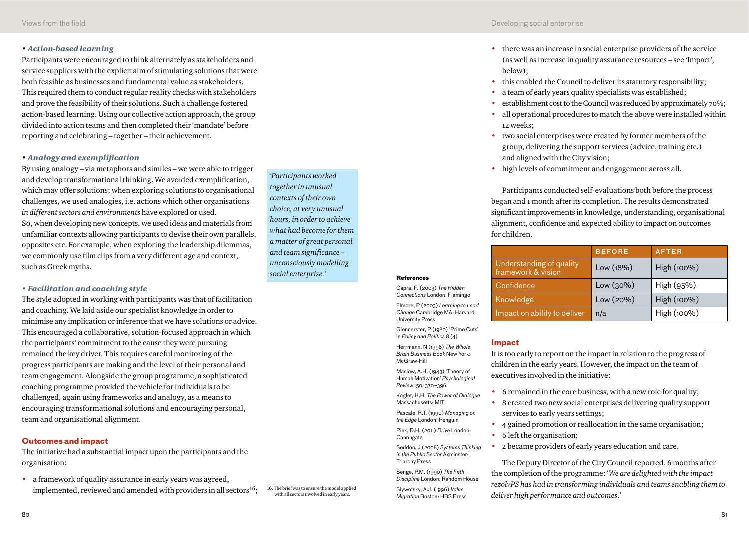*• Action-based learning*

Participants were encouraged to think alternately as stakeholders and service suppliers with the explicit aim of stimulating solutions that were both feasible as businesses and fundamental value as stakeholders. This required them to conduct regular reality checks with stakeholders and prove the feasibility of their solutions. Such a challenge fostered action-based learning. Using our collective action approach, the group divided into action teams and then completed their 'mandate' before reporting and celebrating – together – their achievement.

*• Analogy and exemplification*

By using analogy – via metaphors and similes – we were able to trigger and develop transformational thinking. We avoided exemplification, which may offer solutions; when exploring solutions to organisational challenges, we used analogies, i.e. actions which other organisations *in different sectors and environments* have explored or used. So, when developing new concepts, we used ideas and materials from unfamiliar contexts allowing participants to devise their own parallels, opposites etc. For example, when exploring the leadership dilemmas, we commonly use film clips from a very different age and context, such as Greek myths.

*'Participants worked together in unusual contexts of their own choice, at very unusual hours, in order to achieve what had become for them a matter of great personal and team significance – unconsciously modelling social enterprise.'*

*• Facilitation and coaching style*

The style adopted in working with participants was that of facilitation and coaching. We laid aside our specialist knowledge in order to minimise any implication or inference that we have solutions or advice. This encouraged a collaborative, solution-focused approach in which the participants' commitment to the cause they were pursuing remained the key driver. This requires careful monitoring of the progress participants are making and the level of their personal and team engagement. Alongside the group programme, a sophisticated coaching programme provided the vehicle for individuals to be challenged, again using frameworks and analogy, as a means to encouraging transformational solutions and encouraging personal, team and organisational alignment.

## Outcomes and impact

The initiative had a substantial impact upon the participants and the organisation:

- a framework of quality assurance in early years was agreed, implemented, reviewed and amended with providers in all sectors[16];
- there was an increase in social enterprise providers of the service (as well as increase in quality assurance resources – see 'Impact', below);
- this enabled the Council to deliver its statutory responsibility;
- a team of early years quality specialists was established;
- establishment cost to the Council was reduced by approximately 70%;
- all operational procedures to match the above were installed within 12 weeks;
- two social enterprises were created by former members of the group, delivering the support services (advice, training etc.) and aligned with the City vision;
- high levels of commitment and engagement across all.

Participants conducted self-evaluations both before the process began and 1 month after its completion. The results demonstrated significant improvements in knowledge, understanding, organisational alignment, confidence and expected ability to impact on outcomes for children.

| | BEFORE | AFTER |
|---|---|---|
| Understanding of quality framework & vision | Low (18%) | High (100%) |
| Confidence | Low (30%) | High (95%) |
| Knowledge | Low (20%) | High (100%) |
| Impact on ability to deliver | n/a | High (100%) |

## Impact

It is too early to report on the impact in relation to the progress of children in the early years. However, the impact on the team of executives involved in the initiative:

- 6 remained in the core business, with a new role for quality;
- 8 created two new social enterprises delivering quality support services to early years settings;
- 4 gained promotion or reallocation in the same organisation;
- 6 left the organisation;
- 2 became providers of early years education and care.

The Deputy Director of the City Council reported, 6 months after the completion of the programme: '*We are delighted with the impact rezolvPS has had in transforming individuals and teams enabling them to deliver high performance and outcomes*.'

16. The brief was to ensure the model applied with all sectors involved in early years.

**References**

Capra, F. (2003) *The Hidden Connections* London: Flamingo

Elmore, P (2003) *Learning to Lead Change* Cambridge MA: Harvard University Press

Glennerster, P (1980) 'Prime Cuts' in *Policy and Politics* 8 (4)

Herrmann, N (1996) *The Whole Brain Business Book* New York: McGraw-Hill

Maslow, A.H. (1943) 'Theory of Human Motivation' *Psychological Review*, 50, 370–396.

Kogler, H.H. *The Power of Dialogue* Massachusetts: MIT

Pascale, R.T. (1990) *Managing on the Edge* London: Penguin

Pink, D.H. (2011) *Drive* London: Canongate

Seddon, J (2008) *Systems Thinking in the Public Sector* Axminster: Triarchy Press

Senge, P.M. (1990) *The Fifth Discipline* London: Random House

Slywotsky, A.J. (1996) *Value Migration* Boston: HBS Press